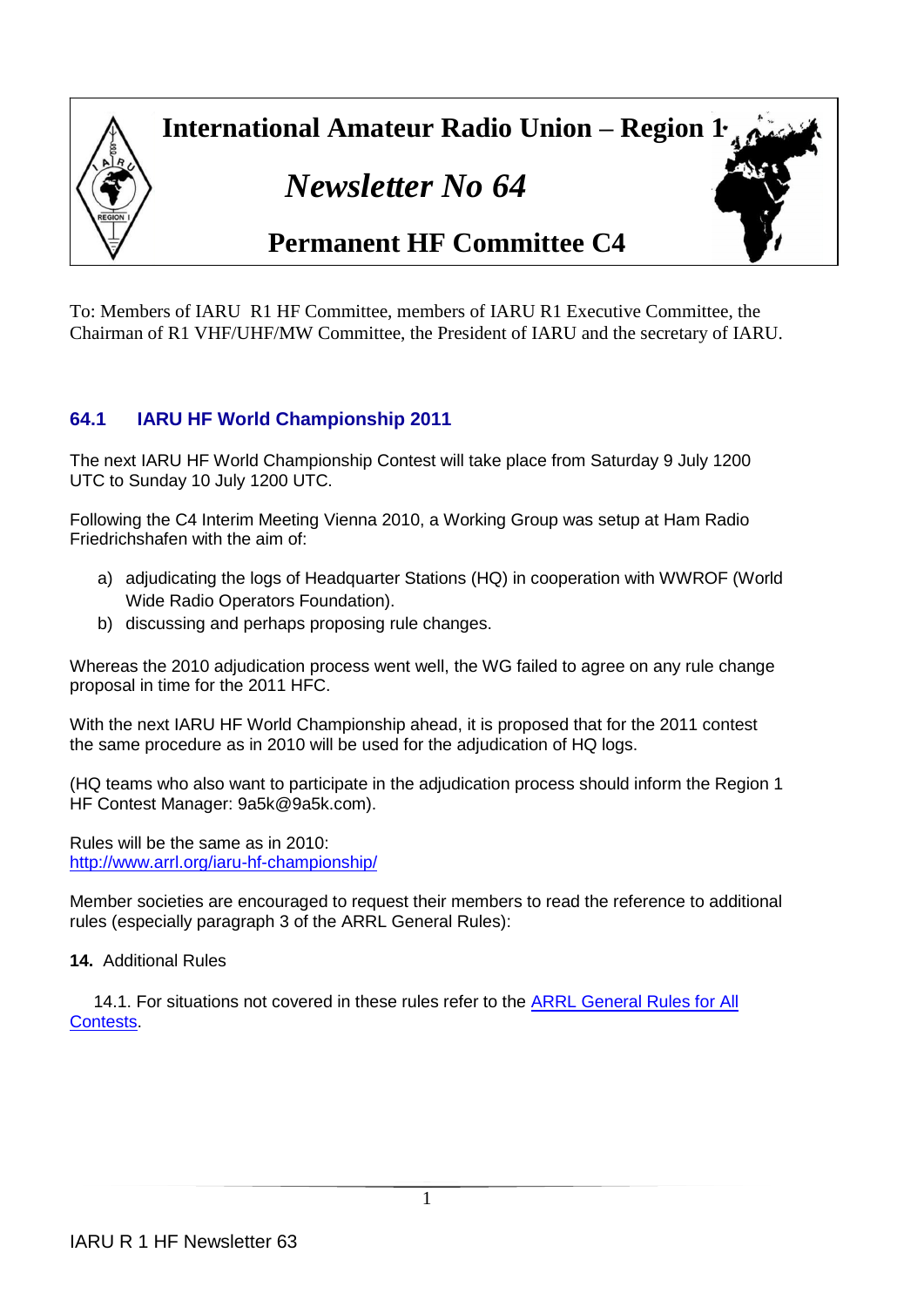# International Amateur Radio Union – Region 1

## *Newsletter No 64*

## Permanent HF Committee C4

To: Members of IARU R1 HF Committee, members of IARU R1 Executive Committee, the Chairman of R1 VHF/UHF/MW Committee, the President of IARU and the secretary of IARU.

### 64.1 IARU HF World Championship 2011

The next IARU HF World Championship Contest will take place from Saturday 9 July 1200 UTC to Sunday 10 July 1200 UTC.

Following the C4 Interim Meeting Vienna 2010, a Working Group was setup at Ham Radio Friedrichshafen with the aim of:

a) adjudicating the logs of Headquarter Stations (HQ) in cooperation with WWROF (World Wide Radio Operators Foundation).
b) discussing and perhaps proposing rule changes.

Whereas the 2010 adjudication process went well, the WG failed to agree on any rule change proposal in time for the 2011 HFC.

With the next IARU HF World Championship ahead, it is proposed that for the 2011 contest the same procedure as in 2010 will be used for the adjudication of HQ logs.

(HQ teams who also want to participate in the adjudication process should inform the Region 1 HF Contest Manager: 9a5k@9a5k.com).

Rules will be the same as in 2010:
http://www.arrl.org/iaru-hf-championship/

Member societies are encouraged to request their members to read the reference to additional rules (especially paragraph 3 of the ARRL General Rules):

**14.** Additional Rules

14.1. For situations not covered in these rules refer to the ARRL General Rules for All Contests.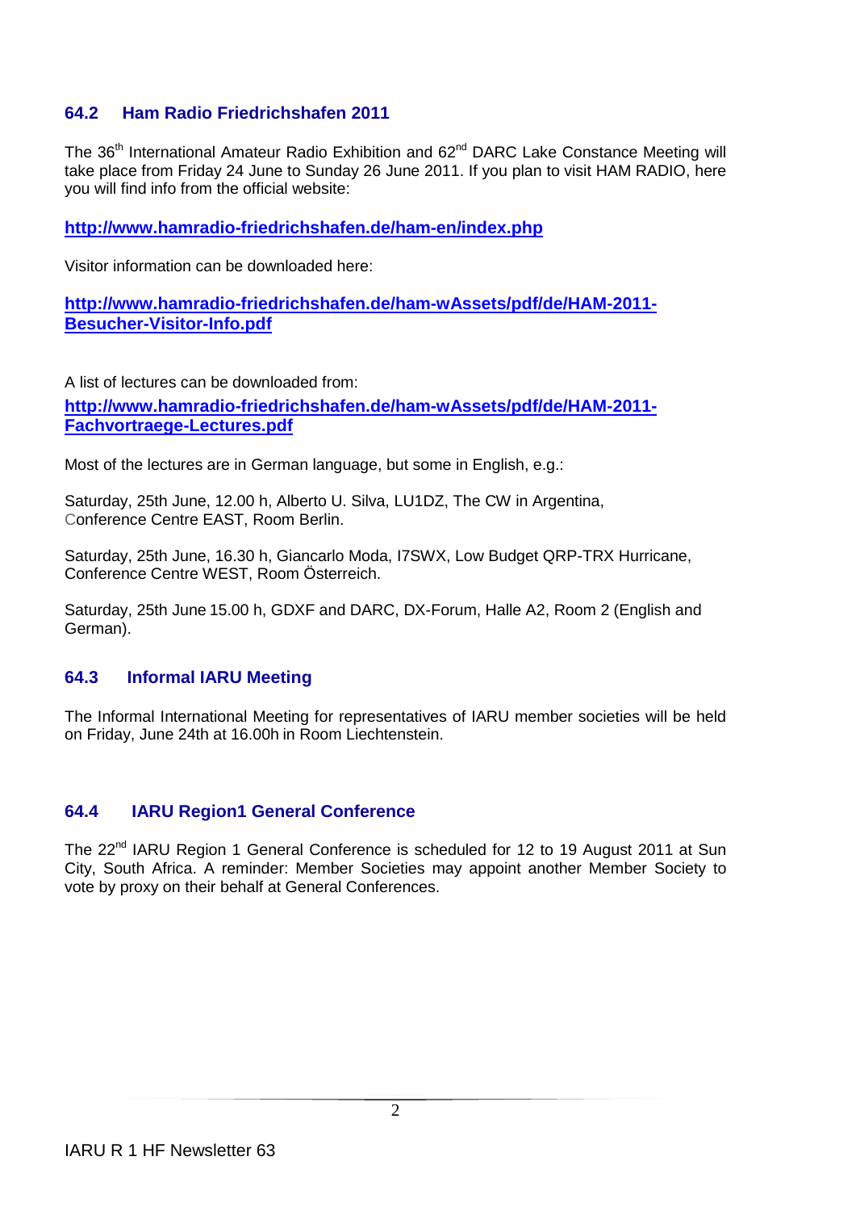## 64.2 Ham Radio Friedrichshafen 2011

The 36th International Amateur Radio Exhibition and 62nd DARC Lake Constance Meeting will take place from Friday 24 June to Sunday 26 June 2011. If you plan to visit HAM RADIO, here you will find info from the official website:

**http://www.hamradio-friedrichshafen.de/ham-en/index.php**

Visitor information can be downloaded here:

**http://www.hamradio-friedrichshafen.de/ham-wAssets/pdf/de/HAM-2011-Besucher-Visitor-Info.pdf**

A list of lectures can be downloaded from:

**http://www.hamradio-friedrichshafen.de/ham-wAssets/pdf/de/HAM-2011-Fachvortraege-Lectures.pdf**

Most of the lectures are in German language, but some in English, e.g.:

Saturday, 25th June, 12.00 h, Alberto U. Silva, LU1DZ, The CW in Argentina, Conference Centre EAST, Room Berlin.

Saturday, 25th June, 16.30 h, Giancarlo Moda, I7SWX, Low Budget QRP-TRX Hurricane, Conference Centre WEST, Room Österreich.

Saturday, 25th June 15.00 h, GDXF and DARC, DX-Forum, Halle A2, Room 2 (English and German).

## 64.3 Informal IARU Meeting

The Informal International Meeting for representatives of IARU member societies will be held on Friday, June 24th at 16.00h in Room Liechtenstein.

## 64.4 IARU Region1 General Conference

The 22nd IARU Region 1 General Conference is scheduled for 12 to 19 August 2011 at Sun City, South Africa. A reminder: Member Societies may appoint another Member Society to vote by proxy on their behalf at General Conferences.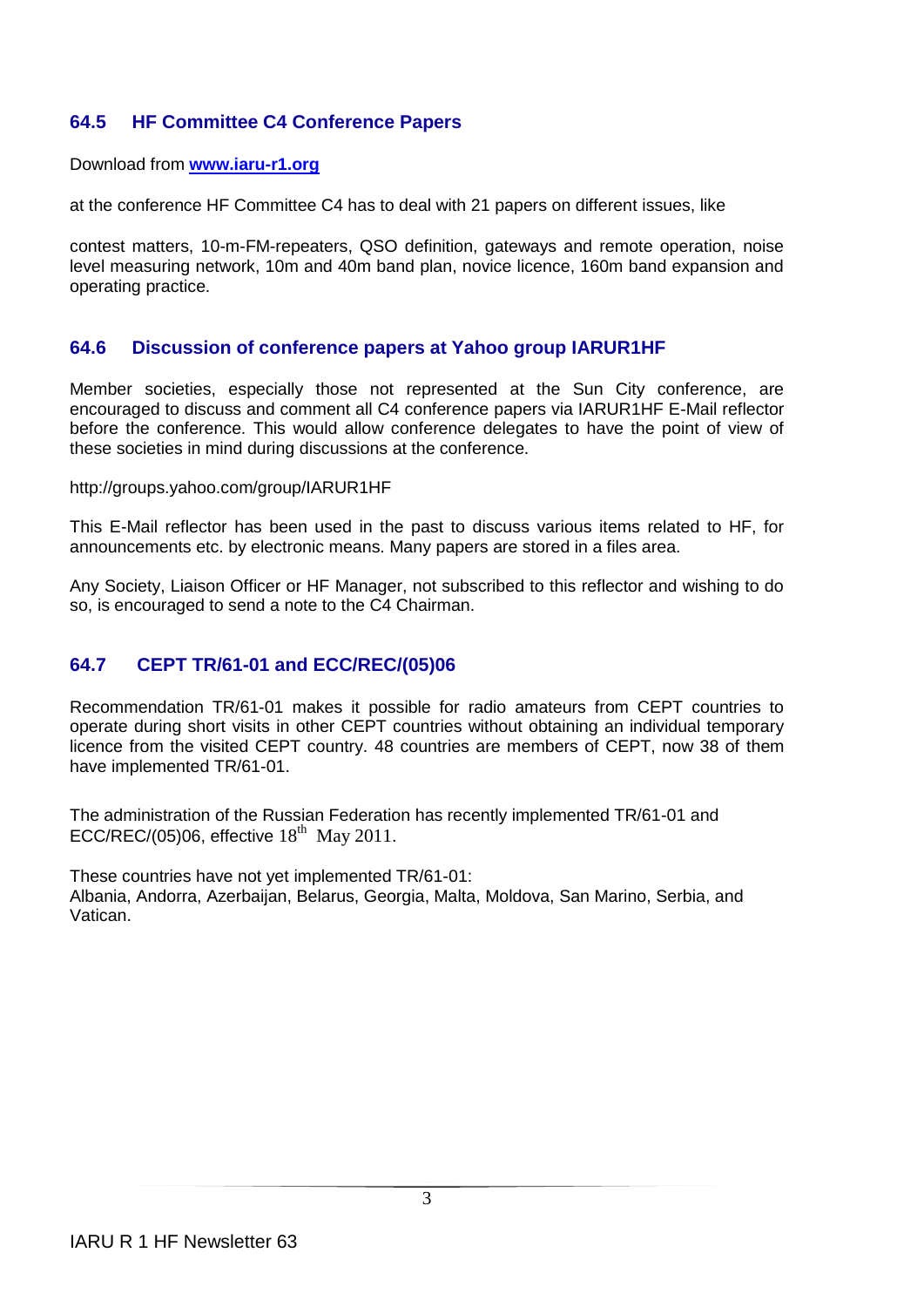## 64.5 HF Committee C4 Conference Papers

Download from **www.iaru-r1.org**

at the conference HF Committee C4 has to deal with 21 papers on different issues, like

contest matters, 10-m-FM-repeaters, QSO definition, gateways and remote operation, noise level measuring network, 10m and 40m band plan, novice licence, 160m band expansion and operating practice.

## 64.6 Discussion of conference papers at Yahoo group IARUR1HF

Member societies, especially those not represented at the Sun City conference, are encouraged to discuss and comment all C4 conference papers via IARUR1HF E-Mail reflector before the conference. This would allow conference delegates to have the point of view of these societies in mind during discussions at the conference.

http://groups.yahoo.com/group/IARUR1HF

This E-Mail reflector has been used in the past to discuss various items related to HF, for announcements etc. by electronic means. Many papers are stored in a files area.

Any Society, Liaison Officer or HF Manager, not subscribed to this reflector and wishing to do so, is encouraged to send a note to the C4 Chairman.

## 64.7 CEPT TR/61-01 and ECC/REC/(05)06

Recommendation TR/61-01 makes it possible for radio amateurs from CEPT countries to operate during short visits in other CEPT countries without obtaining an individual temporary licence from the visited CEPT country. 48 countries are members of CEPT, now 38 of them have implemented TR/61-01.

The administration of the Russian Federation has recently implemented TR/61-01 and ECC/REC/(05)06, effective 18th May 2011.

These countries have not yet implemented TR/61-01:
Albania, Andorra, Azerbaijan, Belarus, Georgia, Malta, Moldova, San Marino, Serbia, and Vatican.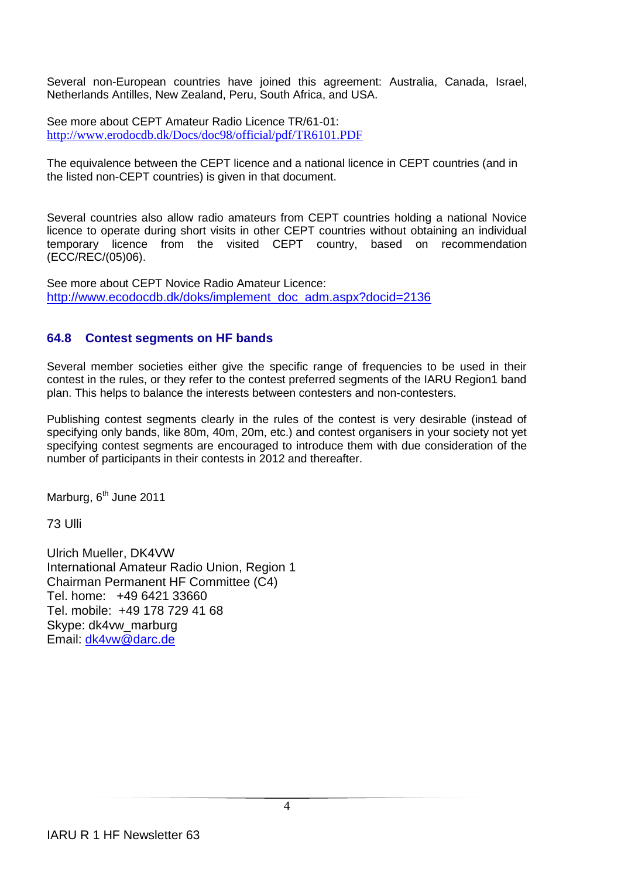Several non-European countries have joined this agreement: Australia, Canada, Israel, Netherlands Antilles, New Zealand, Peru, South Africa, and USA.

See more about CEPT Amateur Radio Licence TR/61-01:
http://www.erodocdb.dk/Docs/doc98/official/pdf/TR6101.PDF

The equivalence between the CEPT licence and a national licence in CEPT countries (and in the listed non-CEPT countries) is given in that document.

Several countries also allow radio amateurs from CEPT countries holding a national Novice licence to operate during short visits in other CEPT countries without obtaining an individual temporary licence from the visited CEPT country, based on recommendation (ECC/REC/(05)06).

See more about CEPT Novice Radio Amateur Licence:
http://www.ecodocdb.dk/doks/implement_doc_adm.aspx?docid=2136

## 64.8 Contest segments on HF bands

Several member societies either give the specific range of frequencies to be used in their contest in the rules, or they refer to the contest preferred segments of the IARU Region1 band plan. This helps to balance the interests between contesters and non-contesters.

Publishing contest segments clearly in the rules of the contest is very desirable (instead of specifying only bands, like 80m, 40m, 20m, etc.) and contest organisers in your society not yet specifying contest segments are encouraged to introduce them with due consideration of the number of participants in their contests in 2012 and thereafter.

Marburg, 6th June 2011

73 Ulli

Ulrich Mueller, DK4VW
International Amateur Radio Union, Region 1
Chairman Permanent HF Committee (C4)
Tel. home: +49 6421 33660
Tel. mobile: +49 178 729 41 68
Skype: dk4vw_marburg
Email: dk4vw@darc.de